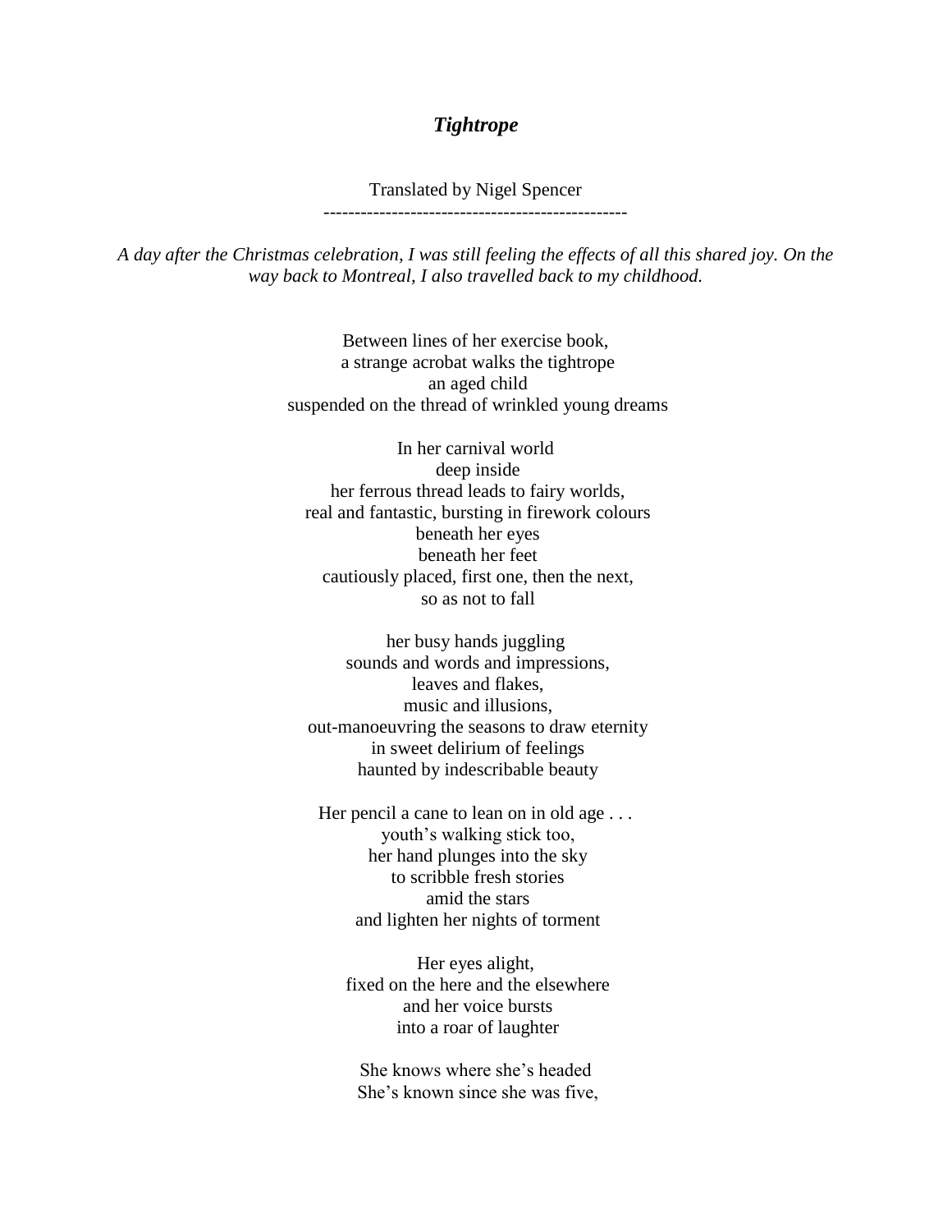# *Tightrope*

Translated by Nigel Spencer

---

*A day after the Christmas celebration, I was still feeling the effects of all this shared joy. On the way back to Montreal, I also travelled back to my childhood.*

Between lines of her exercise book,  
a strange acrobat walks the tightrope  
an aged child  
suspended on the thread of wrinkled young dreams

In her carnival world  
deep inside  
her ferrous thread leads to fairy worlds,  
real and fantastic, bursting in firework colours  
beneath her eyes  
beneath her feet  
cautiously placed, first one, then the next,  
so as not to fall

her busy hands juggling  
sounds and words and impressions,  
leaves and flakes,  
music and illusions,  
out-manoeuvring the seasons to draw eternity  
in sweet delirium of feelings  
haunted by indescribable beauty

Her pencil a cane to lean on in old age . . .  
youth's walking stick too,  
her hand plunges into the sky  
to scribble fresh stories  
amid the stars  
and lighten her nights of torment

Her eyes alight,  
fixed on the here and the elsewhere  
and her voice bursts  
into a roar of laughter

She knows where she's headed  
She's known since she was five,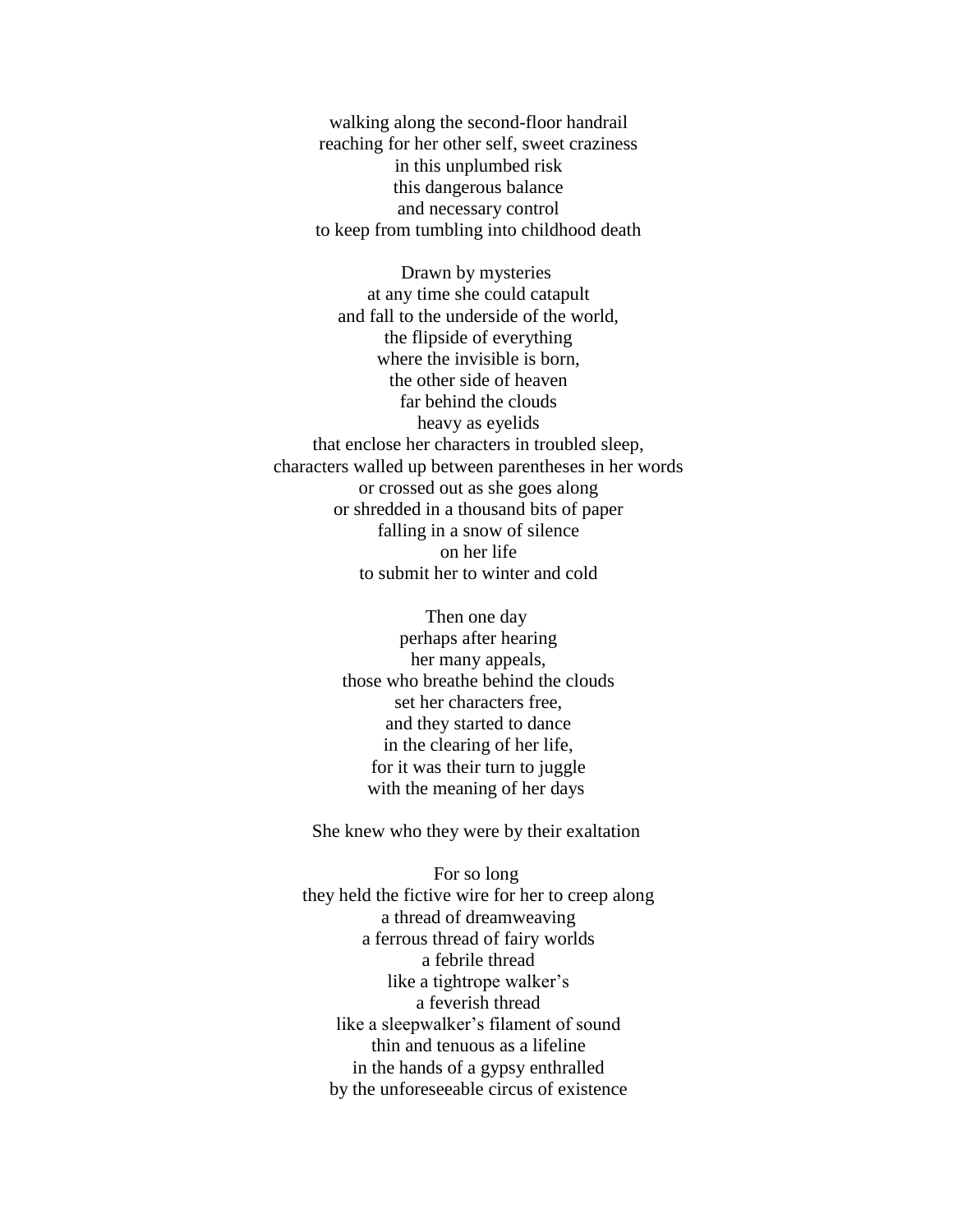walking along the second-floor handrail
reaching for her other self, sweet craziness
in this unplumbed risk
this dangerous balance
and necessary control
to keep from tumbling into childhood death

Drawn by mysteries
at any time she could catapult
and fall to the underside of the world,
the flipside of everything
where the invisible is born,
the other side of heaven
far behind the clouds
heavy as eyelids
that enclose her characters in troubled sleep,
characters walled up between parentheses in her words
or crossed out as she goes along
or shredded in a thousand bits of paper
falling in a snow of silence
on her life
to submit her to winter and cold

Then one day
perhaps after hearing
her many appeals,
those who breathe behind the clouds
set her characters free,
and they started to dance
in the clearing of her life,
for it was their turn to juggle
with the meaning of her days

She knew who they were by their exaltation

For so long
they held the fictive wire for her to creep along
a thread of dreamweaving
a ferrous thread of fairy worlds
a febrile thread
like a tightrope walker's
a feverish thread
like a sleepwalker's filament of sound
thin and tenuous as a lifeline
in the hands of a gypsy enthralled
by the unforeseeable circus of existence